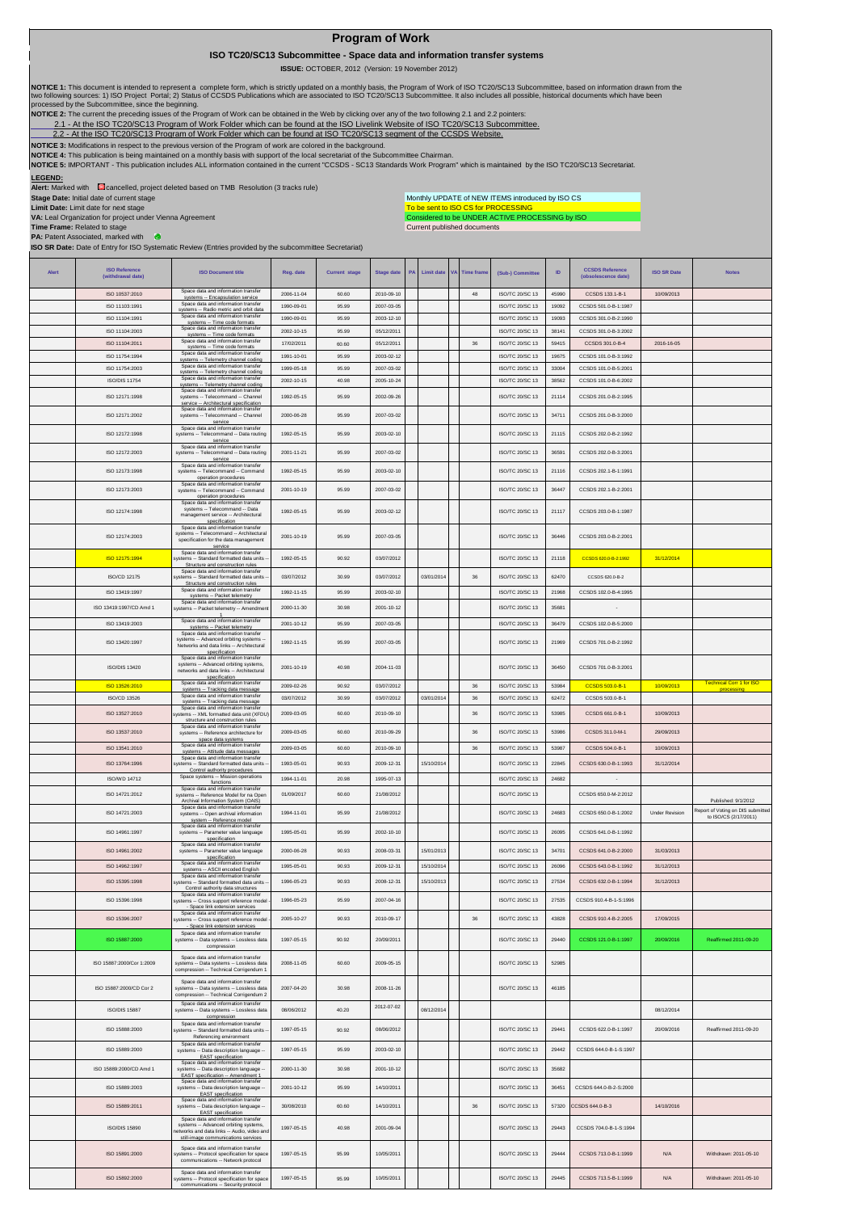# Program of Work

## ISO TC20/SC13 Subcommittee - Space data and information transfer systems

**ISSUE:** OCTOBER, 2012 (Version: 19 November 2012)

**NOTICE 1:** This document is intended to represent a complete form, which is strictly updated on a monthly basis, the Program of Work of ISO TC20/SC13 Subcommittee, based on information drawn from the two following sources: 1) ISO Project Portal; 2) Status of CCSDS Publications which are associated to ISO TC20/SC13 Subcommittee. It also includes all possible, historical documents which have been processed by the Subcommittee, since the beginning.

**NOTICE 2:** The current the preceding issues of the Program of Work can be obtained in the Web by clicking over any of the two following 2.1 and 2.2 pointers:

2.1 - At the ISO TC20/SC13 Program of Work Folder which can be found at the ISO Livelink Website of ISO TC20/SC13 Subcommittee.

2.2 - At the ISO TC20/SC13 Program of Work Folder which can be found at ISO TC20/SC13 segment of the CCSDS Website.

**NOTICE 3:** Modifications in respect to the previous version of the Program of work are colored in the background.

**NOTICE 4:** This publication is being maintained on a monthly basis with support of the local secretariat of the Subcommittee Chairman.

**NOTICE 5:** IMPORTANT - This publication includes ALL information contained in the current "CCSDS - SC13 Standards Work Program" which is maintained by the ISO TC20/SC13 Secretariat.

**LEGEND:**

**Alert:** Marked with cancelled, project deleted based on TMB Resolution (3 tracks rule)

**Stage Date:** Initial date of current stage

**Limit Date:** Limit date for next stage

**VA:** Leal Organization for project under Vienna Agreement

**Time Frame:** Related to stage

**PA:** Patent Associated, marked with

**ISO SR Date:** Date of Entry for ISO Systematic Review (Entries provided by the subcommittee Secretariat)

Monthly UPDATE of NEW ITEMS introduced by ISO CS

To be sent to ISO CS for PROCESSING

Considered to be UNDER ACTIVE PROCESSING by ISO

Current published documents

| Alert | ISO Reference (withdrawal date) | ISO Document title | Reg. date | Current stage | Stage date | PA | Limit date | VA | Time frame | (Sub-) Committee | ID | CCSDS Reference (obsolescence date) | ISO SR Date | Notes |
|---|---|---|---|---|---|---|---|---|---|---|---|---|---|---|
| | ISO 10537:2010 | Space data and information transfer systems -- Encapsulation service | 2006-11-04 | 60.60 | 2010-09-10 | | | | 48 | ISO/TC 20/SC 13 | 45990 | CCSDS 133.1-B-1 | 10/09/2013 | |
| | ISO 11103:1991 | Space data and information transfer systems -- Radio metric and orbit data | 1990-09-01 | 95.99 | 2007-03-05 | | | | | ISO/TC 20/SC 13 | 19092 | CCSDS 501.0-B-1:1987 | | |
| | ISO 11104:1991 | Space data and information transfer systems -- Time code formats | 1990-09-01 | 95.99 | 2003-12-10 | | | | | ISO/TC 20/SC 13 | 19093 | CCSDS 301.0-B-1:1990 | | |
| | ISO 11104:2003 | Space data and information transfer systems -- Time code formats | 2002-10-15 | 95.99 | 05/12/2011 | | | | | ISO/TC 20/SC 13 | 38141 | CCSDS 301.0-B-3:2002 | | |
| | ISO 11104:2011 | Space data and information transfer systems -- Time code formats | 17/02/2011 | 60.60 | 05/12/2011 | | | | 36 | ISO/TC 20/SC 13 | 59415 | CCSDS 301.0-B-4 | 2016-16-05 | |
| | ISO 11754:1994 | Space data and information transfer systems -- Telemetry channel coding | 1991-10-01 | 95.99 | 2003-02-12 | | | | | ISO/TC 20/SC 13 | 19675 | CCSDS 101.0-B-3:1992 | | |
| | ISO 11754:2003 | Space data and information transfer systems -- Telemetry channel coding | 1999-05-18 | 95.99 | 2007-03-02 | | | | | ISO/TC 20/SC 13 | 33004 | CCSDS 101.0-B-5:2001 | | |
| | ISO/DIS 11754 | Space data and information transfer systems -- Telemetry channel coding | 2002-10-15 | 40.98 | 2005-10-24 | | | | | ISO/TC 20/SC 13 | 38562 | CCSDS 101.0-B-6:2002 | | |
| | ISO 12171:1998 | Space data and information transfer systems -- Telecommand -- Channel service -- Architectural specification | 1992-05-15 | 95.99 | 2002-09-26 | | | | | ISO/TC 20/SC 13 | 21114 | CCSDS 201.0-B-2:1995 | | |
| | ISO 12171:2002 | Space data and information transfer systems -- Telecommand -- Channel service | 2000-06-28 | 95.99 | 2007-03-02 | | | | | ISO/TC 20/SC 13 | 34711 | CCSDS 201.0-B-3:2000 | | |
| | ISO 12172:1998 | Space data and information transfer systems -- Telecommand -- Data routing service | 1992-05-15 | 95.99 | 2003-02-10 | | | | | ISO/TC 20/SC 13 | 21115 | CCSDS 202.0-B-2:1992 | | |
| | ISO 12172:2003 | Space data and information transfer systems -- Telecommand -- Data routing service | 2001-11-21 | 95.99 | 2007-03-02 | | | | | ISO/TC 20/SC 13 | 36591 | CCSDS 202.0-B-3:2001 | | |
| | ISO 12173:1998 | Space data and information transfer systems -- Telecommand -- Command operation procedures | 1992-05-15 | 95.99 | 2003-02-10 | | | | | ISO/TC 20/SC 13 | 21116 | CCSDS 202.1-B-1:1991 | | |
| | ISO 12173:2003 | Space data and information transfer systems -- Telecommand -- Command operation procedures | 2001-10-19 | 95.99 | 2007-03-02 | | | | | ISO/TC 20/SC 13 | 36447 | CCSDS 202.1-B-2:2001 | | |
| | ISO 12174:1998 | Space data and information transfer systems -- Telecommand -- Data management service -- Architectural specification | 1992-05-15 | 95.99 | 2003-02-12 | | | | | ISO/TC 20/SC 13 | 21117 | CCSDS 203.0-B-1:1987 | | |
| | ISO 12174:2003 | Space data and information transfer systems -- Telecommand -- Architectural specification for the data management service | 2001-10-19 | 95.99 | 2007-03-05 | | | | | ISO/TC 20/SC 13 | 36446 | CCSDS 203.0-B-2:2001 | | |
| | ISO 12175:1994 | Space data and information transfer systems -- Standard formatted data units -- Structure and construction rules | 1992-05-15 | 90.92 | 03/07/2012 | | | | | ISO/TC 20/SC 13 | 21118 | CCSDS 620.0-B-2:1992 | 31/12/2014 | |
| | ISO/CD 12175 | Space data and information transfer systems -- Standard formatted data units -- Structure and construction rules | 03/07/2012 | 30.99 | 03/07/2012 | | 03/01/2014 | | 36 | ISO/TC 20/SC 13 | 62470 | CCSDS 620.0-B-2 | | |
| | ISO 13419:1997 | Space data and information transfer systems -- Packet telemetry | 1992-11-15 | 95.99 | 2003-02-10 | | | | | ISO/TC 20/SC 13 | 21968 | CCSDS 102.0-B-4:1995 | | |
| | ISO 13419:1997/CD Amd 1 | Space data and information transfer systems -- Packet telemetry -- Amendment 1 | 2000-11-30 | 30.98 | 2001-10-12 | | | | | ISO/TC 20/SC 13 | 35681 | - | | |
| | ISO 13419:2003 | Space data and information transfer systems -- Packet telemetry | 2001-10-12 | 95.99 | 2007-03-05 | | | | | ISO/TC 20/SC 13 | 36479 | CCSDS 102.0-B-5:2000 | | |
| | ISO 13420:1997 | Space data and information transfer systems -- Advanced orbiting systems -- Networks and data links -- Architectural specification | 1992-11-15 | 95.99 | 2007-03-05 | | | | | ISO/TC 20/SC 13 | 21969 | CCSDS 701.0-B-2:1992 | | |
| | ISO/DIS 13420 | Space data and information transfer systems -- Advanced orbiting systems, networks and data links -- Architectural specification | 2001-10-19 | 40.98 | 2004-11-03 | | | | | ISO/TC 20/SC 13 | 36450 | CCSDS 701.0-B-3:2001 | | |
| | ISO 13526:2010 | Space data and information transfer systems -- Tracking data message | 2009-02-26 | 90.92 | 03/07/2012 | | | | 36 | ISO/TC 20/SC 13 | 53984 | CCSDS 503.0-B-1 | 10/09/2013 | Technical Corr 1 for ISO processing |
| | ISO/CD 13526 | Space data and information transfer systems -- Tracking data message | 03/07/2012 | 30.99 | 03/07/2012 | | 03/01/2014 | | 36 | ISO/TC 20/SC 13 | 62472 | CCSDS 503.0-B-1 | | |
| | ISO 13527:2010 | Space data and information transfer systems -- XML formatted data unit (XFDU) structure and construction rules | 2009-03-05 | 60.60 | 2010-09-10 | | | | 36 | ISO/TC 20/SC 13 | 53985 | CCSDS 661.0-B-1 | 10/09/2013 | |
| | ISO 13537:2010 | Space data and information transfer systems -- Reference architecture for space data systems | 2009-03-05 | 60.60 | 2010-09-29 | | | | 36 | ISO/TC 20/SC 13 | 53986 | CCSDS 311.0-M-1 | 29/09/2013 | |
| | ISO 13541:2010 | Space data and information transfer systems -- Attitude data messages | 2009-03-05 | 60.60 | 2010-09-10 | | | | 36 | ISO/TC 20/SC 13 | 53987 | CCSDS 504.0-B-1 | 10/09/2013 | |
| | ISO 13764:1996 | Space data and information transfer systems -- Standard formatted data units -- Control authority procedures | 1993-05-01 | 90.93 | 2009-12-31 | | 15/10/2014 | | | ISO/TC 20/SC 13 | 22845 | CCSDS 630.0-B-1:1993 | 31/12/2014 | |
| | ISO/WD 14712 | Space systems -- Mission operations functions | 1994-11-01 | 20.98 | 1995-07-13 | | | | | ISO/TC 20/SC 13 | 24682 | - | | |
| | ISO 14721:2012 | Space data and information transfer systems -- Reference Model for na Open Archival Information System (OAIS) | 01/09/2017 | 60.60 | 21/08/2012 | | | | | ISO/TC 20/SC 13 | | CCSDS 650.0-M-2:2012 | | Published: 9/1/2012 |
| | ISO 14721:2003 | Space data and information transfer systems -- Open archival information system -- Reference model | 1994-11-01 | 95.99 | 21/08/2012 | | | | | ISO/TC 20/SC 13 | 24683 | CCSDS 650.0-B-1:2002 | Under Revision | Report of Voting on DIS submitted to ISO/CS (2/17/2011) |
| | ISO 14961:1997 | Space data and information transfer systems -- Parameter value language specification | 1995-05-01 | 95.99 | 2002-10-10 | | | | | ISO/TC 20/SC 13 | 26095 | CCSDS 641.0-B-1:1992 | | |
| | ISO 14961:2002 | Space data and information transfer systems -- Parameter value language specification | 2000-06-28 | 90.93 | 2008-03-31 | | 15/01/2013 | | | ISO/TC 20/SC 13 | 34701 | CCSDS 641.0-B-2:2000 | 31/03/2013 | |
| | ISO 14962:1997 | Space data and information transfer systems -- ASCII encoded English | 1995-05-01 | 90.93 | 2009-12-31 | | 15/10/2014 | | | ISO/TC 20/SC 13 | 26096 | CCSDS 643.0-B-1:1992 | 31/12/2013 | |
| | ISO 15395:1998 | Space data and information transfer systems -- Standard formatted data units -- Control authority data structures | 1996-05-23 | 90.93 | 2008-12-31 | | 15/10/2013 | | | ISO/TC 20/SC 13 | 27534 | CCSDS 632.0-B-1:1994 | 31/12/2013 | |
| | ISO 15396:1998 | Space data and information transfer systems -- Cross support reference model -- Space link extension services | 1996-05-23 | 95.99 | 2007-04-16 | | | | | ISO/TC 20/SC 13 | 27535 | CCSDS 910.4-B-1-S:1996 | | |
| | ISO 15396:2007 | Space data and information transfer systems -- Cross support reference model -- Space link extension services | 2005-10-27 | 90.93 | 2010-09-17 | | | | 36 | ISO/TC 20/SC 13 | 43828 | CCSDS 910.4-B-2:2005 | 17/09/2015 | |
| | ISO 15887:2000 | Space data and information transfer systems -- Data systems -- Lossless data compression | 1997-05-15 | 90.92 | 20/09/2011 | | | | | ISO/TC 20/SC 13 | 29440 | CCSDS 121.0-B-1:1997 | 20/09/2016 | Reaffirmed 2011-09-20 |
| | ISO 15887:2000/Cor 1:2009 | Space data and information transfer systems -- Data systems -- Lossless data compression -- Technical Corrigendum 1 | 2008-11-05 | 60.60 | 2009-05-15 | | | | | ISO/TC 20/SC 13 | 52985 | | | |
| | ISO 15887:2000/CD Cor 2 | Space data and information transfer systems -- Data systems -- Lossless data compression -- Technical Corrigendum 2 | 2007-04-20 | 30.98 | 2008-11-26 | | | | | ISO/TC 20/SC 13 | 46185 | | | |
| | ISO/DIS 15887 | Space data and information transfer systems -- Data systems -- Lossless data compression | 08/08/2012 | 40.20 | 2012-07-02 | | 08/12/2014 | | | | | | 08/12/2014 | |
| | ISO 15888:2000 | Space data and information transfer systems -- Standard formatted data units -- Referencing environment | 1997-05-15 | 90.92 | 08/06/2012 | | | | | ISO/TC 20/SC 13 | 29441 | CCSDS 622.0-B-1:1997 | 20/09/2016 | Reaffirmed 2011-09-20 |
| | ISO 15889:2000 | Space data and information transfer systems -- Data description language -- EAST specification | 1997-05-15 | 95.99 | 2003-02-10 | | | | | ISO/TC 20/SC 13 | 29442 | CCSDS 644.0-B-1-S:1997 | | |
| | ISO 15889:2000/CD Amd 1 | Space data and information transfer systems -- Data description language -- EAST specification -- Amendment 1 | 2000-11-30 | 30.98 | 2001-10-12 | | | | | ISO/TC 20/SC 13 | 35682 | | | |
| | ISO 15889:2003 | Space data and information transfer systems -- Data description language -- EAST specification | 2001-10-12 | 95.99 | 14/10/2011 | | | | | ISO/TC 20/SC 13 | 36451 | CCSDS 644.0-B-2-S:2000 | | |
| | ISO 15889:2011 | Space data and information transfer systems -- Data description language -- EAST specification | 30/08/2010 | 60.60 | 14/10/2011 | | | | 36 | ISO/TC 20/SC 13 | 57320 | CCSDS 644.0-B-3 | 14/10/2016 | |
| | ISO/DIS 15890 | Space data and information transfer systems -- Advanced orbiting systems, networks and data links -- Audio, video and still-image communications services | 1997-05-15 | 40.98 | 2001-09-04 | | | | | ISO/TC 20/SC 13 | 29443 | CCSDS 704.0-B-1-S:1994 | | |
| | ISO 15891:2000 | Space data and information transfer systems -- Protocol specification for space communications -- Network protocol | 1997-05-15 | 95.99 | 10/05/2011 | | | | | ISO/TC 20/SC 13 | 29444 | CCSDS 713.0-B-1:1999 | N/A | Withdrawn: 2011-05-10 |
| | ISO 15892:2000 | Space data and information transfer systems -- Protocol specification for space communications -- Security protocol | 1997-05-15 | 95.99 | 10/05/2011 | | | | | ISO/TC 20/SC 13 | 29445 | CCSDS 713.5-B-1:1999 | N/A | Withdrawn: 2011-05-10 |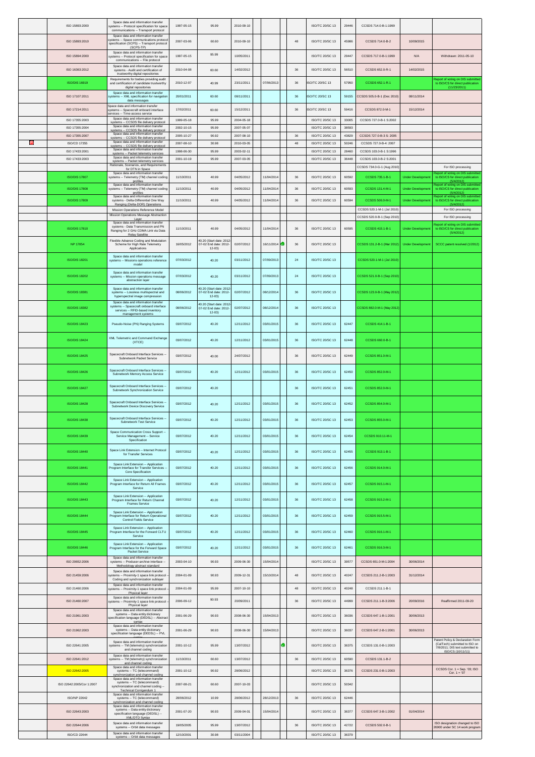| | | | | | | | | | | | | | |
|---|---|---|---|---|---|---|---|---|---|---|---|---|---|
| | ISO 15893:2000 | Space data and information transfer systems -- Protocol specification for space communications -- Transport protocol | 1997-05-15 | 95.99 | 2010-09-10 | | | | ISO/TC 20/SC 13 | 29446 | CCSDS 714.0-B-1:1999 | | |
| | ISO 15893:2010 | Space data and information transfer systems -- Space communications protocol specification (SCPS) -- Transport protocol (SCPS-TP) | 2007-03-06 | 60.60 | 2010-09-10 | | | 48 | ISO/TC 20/SC 13 | 45986 | CCSDS 714.0-B-2 | 10/09/2015 | |
| | ISO 15894:2000 | Space data and information transfer systems -- Protocol specification for space communications -- File protocol | 1997-05-15 | 95.99 | 10/05/2011 | | | | ISO/TC 20/SC 13 | 29447 | CCSDS 717.0-B-1:1999 | N/A | Withdrawn: 2011-05-10 |
| | ISO 16363:2012 | Space data and information transfer systems - Audit and certification of trustworthy digital repositories | 2010-04-08 | 60.60 | 14/02/2012 | | | 36 | ISO/TC 20/SC 13 | 56510 | CCSDS 652.0-R-1 | 14/02/2015 | |
| | ISO/DIS 16919 | Requirements for bodies providing audit and certification of candidate trustworthy digital repositories | 2010-12-07 | 40.99 | 23/11/2011 | 07/06/2013 | | 36 | ISO/TC 20/SC 13 | 57950 | CCSDS 652.1-R.1 | | Report of voting on DIS submitted to ISO/CS for direct publication (11/23/2011) |
| | ISO 17107:2011 | Space data and information transfer systems -- XML specification for navigation data messages | 20/01/2011 | 60.60 | 08/11/2011 | | | 36 | ISO/TC 20/SC 13 | 59155 | CCSDS 505.0-B-1 (Dec 2010) | 08/11/2014 | |
| | ISO 17214:2011 | Space data and information transfer systems -- Spacecraft onboard interface services -- Time access service | 17/02/2011 | 60.60 | 15/12/2011 | | | 36 | ISO/TC 20/SC 13 | 59416 | CCSDS 872.0-M-1 | 15/12/2014 | |
| | ISO 17355:2003 | Space data and information transfer systems -- CCSDS file delivery protocol | 1999-05-18 | 95.99 | 2004-05-18 | | | | ISO/TC 20/SC 13 | 33005 | CCSDS 727.0-B-1 S:2002 | | |
| | ISO 17355:2004 | Space data and information transfer systems -- CCSDS file delivery protocol | 2002-10-15 | 95.99 | 2007-05-07 | | | | ISO/TC 20/SC 13 | 38593 | | | |
| | ISO 17355:2007 | Space data and information transfer systems -- CCSDS file delivery protocol | 2005-10-27 | 90.92 | 2007-08-10 | | | 36 | ISO/TC 20/SC 13 | 43829 | CCSDS 727.0-B-3 S: 2005 | | |
| | ISO/CD 17355 | Space data and information transfer systems -- CCSDS file delivery protocol | 2007-08-10 | 30.98 | 2010-03-05 | | | 48 | ISO/TC 20/SC 13 | 50246 | CCSDS 727.0-B-4: 2007 | | |
| | ISO 17433:2001 | Space data and information transfer systems -- Packet telemetry services | 1998-06-30 | 95.99 | 2003-02-11 | | | | ISO/TC 20/SC 13 | 28460 | CCSDS 103.0-B-1 S:1996 | | |
| | ISO 17433:2003 | Space data and information transfer systems -- Packet telemetry services | 2001-10-19 | 95.99 | 2007-03-05 | | | | ISO/TC 20/SC 13 | 36448 | CCSDS 103.0-B-2 S:2001 | | |
| | | Rationale, Scenarios, and Requirements for DTN in Space | | | | | | | | | CCSDS 734.0-G-1 (Aug 2010) | | For ISO processing |
| | ISO/DIS 17807 | Space data and information transfer systems -- Telemetry (TM) channel coding profiles | 11/10/2011 | 40.99 | 04/05/2012 | 11/04/2014 | | 36 | ISO/TC 20/SC 13 | 60592 | CCSDS 735.1-B-1 | Under Development | Report of voting on DIS submitted to ISO/CS for direct publication (5/4/2012) |
| | ISO/DIS 17808 | Space data and information transfer systems -- Telemetry (TM) channel coding profiles | 11/10/2011 | 40.99 | 04/05/2012 | 11/04/2014 | | 36 | ISO/TC 20/SC 13 | 60593 | CCSDS 131.4-M-1 | Under Development | Report of voting on DIS submitted to ISO/CS for direct publication (5/4/2012) |
| | ISO/DIS 17809 | Space data and information transfer systems - Delta-Differential One Way Ranging (Delta-DOR) Operations | 11/10/2011 | 40.99 | 04/05/2012 | 11/04/2014 | | 36 | ISO/TC 20/SC 13 | 60594 | CCSDS 506.0-M-1 | Under Development | Report of voting on DIS submitted to ISO/CS for direct publication (5/4/2012) |
| | | Mission Operations Reference Model | | | | | | | | | CCSDS 520.1-M-1 (Jul 2010) | | For ISO processing |
| | | Mission Operations Message Abstraction Layer | | | | | | | | | CCSDS 520.0-B-1 (Sep 2010) | | For ISO processing |
| | ISO/DIS 17810 | Space data and information transfer systems - Data Transmission and PN Ranging for 2 GHz CDMA Link via Data Relay Satellite | 11/10/2011 | 40.99 | 04/05/2012 | 11/04/2014 | | 36 | ISO/TC 20/SC 13 | 60595 | CCSDS 415.1-B-1 | Under Development | Report of voting on DIS submitted to ISO/CS for direct publication (5/4/2012) |
| | NP 17854 | Flexible Advance Coding and Modulation Scheme for High Rate Telemetry Applications | 16/05/2012 | 40.20 (Start date: 2012-07-02 End date: 2012-12-03) | 02/07/2012 | 16/11/2014 | | 36 | ISO/TC 20/SC 13 | | CCSDS 131.2-B-1 (Mar 2012) | Under Development | SCCC patent resolved (1/2012) |
| | ISO/DIS 18201 | Space data and information transfer systems -- Missions operations reference model | 07/03/2012 | 40.20 | 03/11/2012 | 07/09/2013 | | 24 | ISO/TC 20/SC 13 | | CCSDS 520.1-M-1 (Jul 2010) | | |
| | ISO/DIS 18202 | Space data and information transfer systems -- Mission operations message abstraction layer | 07/03/2012 | 40.20 | 03/11/2012 | 07/09/2013 | | 24 | ISO/TC 20/SC 13 | | CCSDS 521.0-B-1 (Sep 2010) | | |
| | ISO/DIS 18381 | Space data and information transfer systems -- Lossless multispectral and hyperspectral image compression | 08/06/2012 | 40.20 (Start date: 2012-07-02 End date: 2012-12-03) | 02/07/2012 | 08/12/2014 | | 36 | ISO/TC 20/SC 13 | | CCSDS 123.0-B-1 (May 2012) | | |
| | ISO/DIS 18382 | Space data and information transfer systems -- Spacecraft onboard interface services -- RFID-based inventory management systems | 08/06/2012 | 40.20 (Start date: 2012-07-02 End date: 2012-12-03) | 02/07/2012 | 08/12/2014 | | 36 | ISO/TC 20/SC 13 | | CCSDS 882.0-M-1 (May 2012) | | |
| | ISO/DIS 18423 | Pseudo-Noise (PN) Ranging Systems | 03/07/2012 | 40.20 | 12/11/2012 | 03/01/2015 | | 36 | ISO/TC 20/SC 13 | 62447 | CCSDS 414.1-B-1 | | |
| | ISO/DIS 18424 | XML Telemetric and Command Exchange (XTCE) | 03/07/2012 | 40.20 | 12/11/2012 | 03/01/2015 | | 36 | ISO/TC 20/SC 13 | 62448 | CCSDS 660.0-B-1 | | |
| | ISO/DIS 18425 | Spacecraft Onboard Interface Services -- Subnetwork Packet Service | 03/07/2012 | 40.00 | 24/07/2012 | | | 36 | ISO/TC 20/SC 13 | 62449 | CCSDS 851.0-M-1 | | |
| | ISO/DIS 18426 | Spacecraft Onboard Interface Services -- Subnetwork Memory Access Service | 03/07/2012 | 40.20 | 12/11/2012 | 03/01/2015 | | 36 | ISO/TC 20/SC 13 | 62450 | CCSDS 852.0-M-1 | | |
| | ISO/DIS 18427 | Spacecraft Onboard Interface Services -- Subnetwork Synchronization Service | 03/07/2012 | 40.20 | | | | 36 | ISO/TC 20/SC 13 | 62451 | CCSDS 852.0-M-1 | | |
| | ISO/DIS 18428 | Spacecraft Onboard Interface Services -- Subnetwork Device Discovery Service | 03/07/2012 | 40.20 | 12/11/2012 | 03/01/2015 | | 36 | ISO/TC 20/SC 13 | 62452 | CCSDS 854.0-M-1 | | |
| | ISO/DIS 18438 | Spacecraft Onboard Interface Services -- Subnetwork Test Service | 03/07/2012 | 40.20 | 12/11/2012 | 03/01/2015 | | 36 | ISO/TC 20/SC 13 | 62453 | CCSDS 855.0-M-1 | | |
| | ISO/DIS 18439 | Space Communication Cross Support -- Service Management -- Service Specification | 03/07/2012 | 40.20 | 12/11/2012 | 03/01/2015 | | 36 | ISO/TC 20/SC 13 | 62454 | CCSDS 910.11-M-1 | | |
| | ISO/DIS 18440 | Space Link Extension -- Internet Protocol for Transfer Services | 03/07/2012 | 40.20 | 12/11/2012 | 03/01/2015 | | 36 | ISO/TC 20/SC 13 | 62455 | CCSDS 913.1-B-1 | | |
| | ISO/DIS 18441 | Space Link Extension -- Application Program Interface for Transfer Services -- Core Specification | 03/07/2012 | 40.20 | 12/11/2012 | 03/01/2015 | | 36 | ISO/TC 20/SC 13 | 62456 | CCSDS 914.0-M-1 | | |
| | ISO/DIS 18442 | Space Link Extension -- Application Program Interface for Return All Frames Service | 03/07/2012 | 40.20 | 12/11/2012 | 03/01/2015 | | 36 | ISO/TC 20/SC 13 | 62457 | CCSDS 915.1-M-1 | | |
| | ISO/DIS 18443 | Space Link Extension -- Application Program Interface for Return Channel Frames Service | 03/07/2012 | 40.20 | 12/11/2012 | 03/01/2015 | | 36 | ISO/TC 20/SC 13 | 62458 | CCSDS 915.2-M-1 | | |
| | ISO/DIS 18444 | Space Link Extension -- Application Program Interface for Return Operational Control Fields Service | 03/07/2012 | 40.20 | 12/11/2012 | 03/01/2015 | | 36 | ISO/TC 20/SC 13 | 62459 | CCSDS 915.5-M-1 | | |
| | ISO/DIS 18445 | Space Link Extension -- Application Program Interface for the Forward CLTU Service | 03/07/2012 | 40.20 | 12/11/2012 | 03/01/2015 | | 36 | ISO/TC 20/SC 13 | 62460 | CCSDS 916.1-M-1 | | |
| | ISO/DIS 18446 | Space Link Extension -- Application Program Interface for the Forward Space Packet Service | 03/07/2012 | 40.20 | 12/11/2012 | 03/01/2015 | | 36 | ISO/TC 20/SC 13 | 62461 | CCSDS 916.3-M-1 | | |
| | ISO 20652:2006 | Space data and information transfer systems -- Producer-archive interface -- Methodology abstract standard | 2003-04-10 | 90.93 | 2009-06-30 | 15/04/2014 | | | ISO/TC 20/SC 13 | 39577 | CCSDS 651.0-M-1:2004 | 30/06/2014 | |
| | ISO 21459:2006 | Space data and information transfer systems -- Proximity-1 space link protocol -- Coding and synchronization sublayer | 2004-01-09 | 90.93 | 2009-12-31 | 15/10/2014 | | 48 | ISO/TC 20/SC 13 | 40247 | CCSDS 211.2-B-1:2003 | 31/12/2014 | |
| | ISO 21460:2006 | Space data and information transfer systems -- Proximity-1 space link protocol -- Physical layer | 2004-01-09 | 95.99 | 2007-10-10 | | | 48 | ISO/TC 20/SC 13 | 40248 | CCSDS 211.1-B-1 | | |
| | ISO 21460:2007 | Space data and information transfer systems -- Proximity-1 space link protocol -- Physical layer | 2006-09-12 | 90.93 | 20/09/2011 | | | 36 | ISO/TC 20/SC 13 | 44999 | CCSDS 211.1-B-3:2006 | 20/09/2016 | Reaffirmed 2011-09-20 |
| | ISO 21961:2003 | Space data and information transfer systems -- Data entity dictionary specification language (DEDSL) -- Abstract syntax | 2001-06-29 | 90.93 | 2008-06-30 | 15/04/2013 | | | ISO/TC 20/SC 13 | 36036 | CCSDS 647.1-B-1:2001 | 30/06/2013 | |
| | ISO 21962:2003 | Space data and information transfer systems -- Data entity dictionary specification language (DEDSL) -- PVL syntax | 2001-06-29 | 90.93 | 2008-06-30 | 15/04/2013 | | | ISO/TC 20/SC 13 | 36037 | CCSDS 647.2-B-1:2001 | 30/06/2013 | |
| | ISO 22641:2005 | Space data and information transfer systems -- TM (telemetry) synchronization and channel coding | 2001-10-12 | 95.99 | 13/07/2012 | | | | ISO/TC 20/SC 13 | 36375 | CCSDS 131.0-B-1:2003 | | Patent Policy & Declaration Form (CalTech) submitted to ISO on 7/8/2011; DIS text submitted to ISO/CS (10/11/11) |
| | ISO 22641:2012 | Space data and information transfer systems -- TM (telemetry) synchronization and channel coding | 11/10/2011 | 60.60 | 13/07/2012 | | | 36 | ISO/TC 20/SC 13 | 60590 | CCSDS 131.1-B-2 | | |
| | ISO 22642:2005 | Space data and information transfer systems -- TC (telecommand) synchronization and channel coding | 2001-10-12 | 90.92 | 28/06/2012 | | | | ISO/TC 20/SC 13 | 36376 | CCSDS 231.0-B-1:2003 | | CCSDS Cor. 1 = Sep. '03; ISO Cor. 1 = '07 |
| | ISO 22642:2005/Cor 1:2007 | Space data and information transfer systems -- TC (telecommand) synchronization and channel coding -- Technical Corrigendum 1 | 2007-08-21 | 60.60 | 2007-10-03 | | | | ISO/TC 20/SC 13 | 50342 | | | |
| | ISO/NP 22642 | Space data and information transfer systems -- TC (telecommand) synchronization and channel coding | 28/06/2012 | 10.99 | 28/06/2012 | 28/12/2013 | | 36 | ISO/TC 20/SC 13 | 62446 | | | |
| | ISO 22643:2003 | Space data and information transfer systems -- Data entity dictionary specification language (DEDSL) -- XML/DTD Syntax | 2001-07-20 | 90.93 | 2009-04-01 | 15/04/2014 | | | ISO/TC 20/SC 13 | 36377 | CCSDS 647.3-B-1:2002 | 01/04/2014 | |
| | ISO 22644:2006 | Space data and information transfer systems -- Orbit data messages | 19/05/2005 | 95.99 | 13/07/2012 | | | 36 | ISO/TC 20/SC 13 | 42722 | CCSDS 502.0-B-1 | | ISO designation changed to ISO 26900 under SC 14 work program |
| | ISO/CD 22644 | Space data and information transfer systems -- Orbit data messages | 12/10/2001 | 30.98 | 03/11/2004 | | | | ISO/TC 20/SC 13 | 36379 | | | |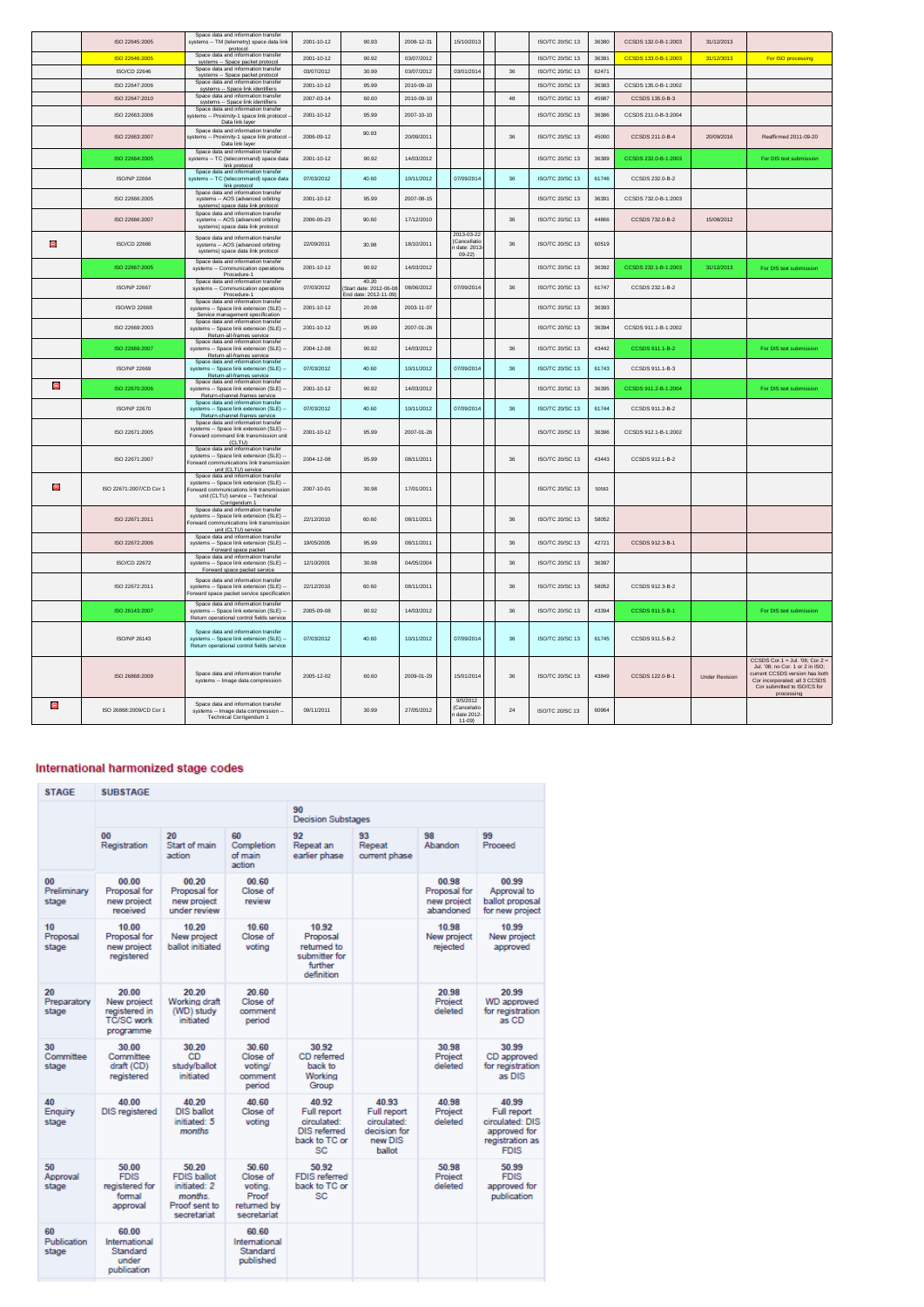| | | | | | | | | | | | | | | |
|---|---|---|---|---|---|---|---|---|---|---|---|---|---|---|
| | ISO 22645:2005 | Space data and information transfer systems -- TM (telemetry) space data link protocol | 2001-10-12 | 90.93 | 2008-12-31 | | 15/10/2013 | | | ISO/TC 20/SC 13 | 36380 | CCSDS 132.0-B-1:2003 | 31/12/2013 | |
| | ISO 22646:2005 | Space data and information transfer systems -- Space packet protocol | 2001-10-12 | 90.92 | 03/07/2012 | | | | | ISO/TC 20/SC 13 | 36381 | CCSDS 133.0-B-1:2003 | 31/12/3013 | For ISO processing |
| | ISO/CD 22646 | Space data and information transfer systems -- Space packet protocol | 03/07/2012 | 30.99 | 03/07/2012 | | 03/01/2014 | | 36 | ISO/TC 20/SC 13 | 62471 | | | |
| | ISO 22647:2006 | Space data and information transfer systems -- Space link identifiers | 2001-10-12 | 95.99 | 2010-09-10 | | | | | ISO/TC 20/SC 13 | 36383 | CCSDS 135.0-B-1:2002 | | |
| | ISO 22647:2010 | Space data and information transfer systems -- Space link identifiers | 2007-03-14 | 60.60 | 2010-09-10 | | | | 48 | ISO/TC 20/SC 13 | 45987 | CCSDS 135.0-B-3 | | |
| | ISO 22663:2006 | Space data and information transfer systems -- Proximity-1 space link protocol -- Data link layer | 2001-10-12 | 95.99 | 2007-10-10 | | | | | ISO/TC 20/SC 13 | 36386 | CCSDS 211.0-B-3:2004 | | |
| | ISO 22663:2007 | Space data and information transfer systems -- Proximity-1 space link protocol -- Data link layer | 2006-09-12 | 90.93 | 20/09/2011 | | | | 36 | ISO/TC 20/SC 13 | 45000 | CCSDS 211.0-B-4 | 20/09/2016 | Reaffirmed 2011-09-20 |
| | ISO 22664:2005 | Space data and information transfer systems -- TC (telecommand) space data link protocol | 2001-10-12 | 90.92 | 14/03/2012 | | | | | ISO/TC 20/SC 13 | 36389 | CCSDS 232.0-B-1:2003 | | For DIS text submission |
| | ISO/NP 22664 | Space data and information transfer systems -- TC (telecommand) space data link protocol | 07/03/2012 | 40.60 | 10/11/2012 | | 07/09/2014 | | 36 | ISO/TC 20/SC 13 | 61746 | CCSDS 232.0-B-2 | | |
| | ISO 22666:2005 | Space data and information transfer systems -- AOS (advanced orbiting systems) space data link protocol | 2001-10-12 | 95.99 | 2007-08-15 | | | | | ISO/TC 20/SC 13 | 36391 | CCSDS 732.0-B-1:2003 | | |
| | ISO 22666:2007 | Space data and information transfer systems -- AOS (advanced orbiting systems) space data link protocol | 2006-06-23 | 90.60 | 17/12/2010 | | | | 36 | ISO/TC 20/SC 13 | 44866 | CCSDS 732.0-B-2 | 15/08/2012 | |
| | ISO/CD 22666 | Space data and information transfer systems -- AOS (advanced orbiting systems) space data link protocol | 22/09/2011 | 30.98 | 18/10/2011 | | 2013-03-22 (Cancellation date: 2013-09-22) | | 36 | ISO/TC 20/SC 13 | 60519 | | | |
| | ISO 22667:2005 | Space data and information transfer systems -- Communication operations Procedure-1 | 2001-10-12 | 90.92 | 14/03/2012 | | | | | ISO/TC 20/SC 13 | 36392 | CCSDS 232.1-B-1:2003 | 31/12/2013 | For DIS text submission |
| | ISO/NP 22667 | Space data and information transfer systems -- Communication operations Procedure-1 | 07/03/2012 | 40.20 (Start date: 2012-06-08 End date: 2012-11-09) | 08/06/2012 | | 07/09/2014 | | 36 | ISO/TC 20/SC 13 | 61747 | CCSDS 232.1-B-2 | | |
| | ISO/WD 22668 | Space data and information transfer systems -- Space link extension (SLE) -- Service management specification | 2001-10-12 | 20.98 | 2003-11-07 | | | | | ISO/TC 20/SC 13 | 36393 | | | |
| | ISO 22669:2003 | Space data and information transfer systems -- Space link extension (SLE) -- Return-all-frames service | 2001-10-12 | 95.99 | 2007-01-26 | | | | | ISO/TC 20/SC 13 | 36394 | CCSDS 911.1-B-1:2002 | | |
| | ISO 22669:2007 | Space data and information transfer systems -- Space link extension (SLE) -- Return-all-frames service | 2004-12-08 | 90.92 | 14/03/2012 | | | | 36 | ISO/TC 20/SC 13 | 43442 | CCSDS 911.1-B-2 | | For DIS text submission |
| | ISO/NP 22669 | Space data and information transfer systems -- Space link extension (SLE) -- Return-all-frames service | 07/03/2012 | 40.60 | 10/11/2012 | | 07/09/2014 | | 36 | ISO/TC 20/SC 13 | 61743 | CCSDS 911.1-B-3 | | |
| | ISO 22670:2006 | Space data and information transfer systems -- Space link extension (SLE) -- Return-channel-frames service | 2001-10-12 | 90.92 | 14/03/2012 | | | | 36 | ISO/TC 20/SC 13 | 36395 | CCSDS 911.2-B-1:2004 | | For DIS text submission |
| | ISO/NP 22670 | Space data and information transfer systems -- Space link extension (SLE) -- Return-channel-frames service | 07/03/2012 | 40.60 | 10/11/2012 | | 07/09/2014 | | 36 | ISO/TC 20/SC 13 | 61744 | CCSDS 911.2-B-2 | | |
| | ISO 22671:2005 | Space data and information transfer systems -- Space link extension (SLE) -- Forward command link transmission unit (CLTU) | 2001-10-12 | 95.99 | 2007-01-26 | | | | | ISO/TC 20/SC 13 | 36396 | CCSDS 912.1-B-1:2002 | | |
| | ISO 22671:2007 | Space data and information transfer systems -- Space link extension (SLE) -- Forward communications link transmission unit (CLTU) service | 2004-12-08 | 95.99 | 08/11/2011 | | | | 36 | ISO/TC 20/SC 13 | 43443 | CCSDS 912.1-B-2 | | |
| | ISO 22671:2007/CD Cor 1 | Space data and information transfer systems -- Space link extension (SLE) -- Forward communications link transmission unit (CLTU) service -- Technical Corrigendum 1 | 2007-10-01 | 30.98 | 17/01/2011 | | | | | ISO/TC 20/SC 13 | 50583 | | | |
| | ISO 22671:2011 | Space data and information transfer systems -- Space link extension (SLE) -- Forward communications link transmission unit (CLTU) service | 22/12/2010 | 60.60 | 08/11/2011 | | | | 36 | ISO/TC 20/SC 13 | 58052 | | | |
| | ISO 22672:2006 | Space data and information transfer systems -- Space link extension (SLE) -- Forward space packet | 19/05/2005 | 95.99 | 08/11/2011 | | | | 36 | ISO/TC 20/SC 13 | 42721 | CCSDS 912.3-B-1 | | |
| | ISO/CD 22672 | Space data and information transfer systems -- Space link extension (SLE) -- Forward space packet service | 12/10/2001 | 30.98 | 04/05/2004 | | | | 36 | ISO/TC 20/SC 13 | 36397 | | | |
| | ISO 22672:2011 | Space data and information transfer systems -- Space link extension (SLE) -- Forward space packet service specification | 22/12/2010 | 60.60 | 08/11/2011 | | | | 36 | ISO/TC 20/SC 13 | 58052 | CCSDS 912.3-B-2 | | |
| | ISO 26143:2007 | Space data and information transfer systems -- Space link extension (SLE) -- Return operational control fields service | 2005-09-08 | 90.92 | 14/03/2012 | | | | 36 | ISO/TC 20/SC 13 | 43394 | CCSDS 911.5-B-1 | | For DIS text submission |
| | ISO/NP 26143 | Space data and information transfer systems -- Space link extension (SLE) -- Return operational control fields service | 07/03/2012 | 40.60 | 10/11/2012 | | 07/09/2014 | | 36 | ISO/TC 20/SC 13 | 61745 | CCSDS 911.5-B-2 | | |
| | ISO 26868:2009 | Space data and information transfer systems -- Image data compression | 2005-12-02 | 60.60 | 2009-01-29 | | 15/01/2014 | | 36 | ISO/TC 20/SC 13 | 43849 | CCSDS 122.0-B-1 | Under Revision | CCSDS Cor.1 = Jul. '06; Cor.2 = Jul. '08; no Cor. 1 or 2 in ISO; current CCSDS version has both Cor incorporated; all 3 CCSDS Cor submitted to ISO/CS for processing |
| | ISO 26868:2009/CD Cor 1 | Space data and information transfer systems -- Image data compression -- Technical Corrigendum 1 | 09/11/2011 | 30.99 | 27/05/2012 | | 9/5/2012 (Cancellation date 2012-11-09) | | 24 | ISO/TC 20/SC 13 | 60964 | | | |

## International harmonized stage codes

| STAGE | SUBSTAGE | | | | | | |
|---|---|---|---|---|---|---|---|
| | | | | 90 Decision Substages | | | |
| | 00 Registration | 20 Start of main action | 60 Completion of main action | 92 Repeat an earlier phase | 93 Repeat current phase | 98 Abandon | 99 Proceed |
| 00 Preliminary stage | 00.00 Proposal for new project received | 00.20 Proposal for new project under review | 00.60 Close of review | | | 00.98 Proposal for new project abandoned | 00.99 Approval to ballot proposal for new project |
| 10 Proposal stage | 10.00 Proposal for new project registered | 10.20 New project ballot initiated | 10.60 Close of voting | 10.92 Proposal returned to submitter for further definition | | 10.98 New project rejected | 10.99 New project approved |
| 20 Preparatory stage | 20.00 New project registered in TC/SC work programme | 20.20 Working draft (WD) study initiated | 20.60 Close of comment period | | | 20.98 Project deleted | 20.99 WD approved for registration as CD |
| 30 Committee stage | 30.00 Committee draft (CD) registered | 30.20 CD study/ballot initiated | 30.60 Close of voting/ comment period | 30.92 CD referred back to Working Group | | 30.98 Project deleted | 30.99 CD approved for registration as DIS |
| 40 Enquiry stage | 40.00 DIS registered | 40.20 DIS ballot initiated: *5 months* | 40.60 Close of voting | 40.92 Full report circulated: DIS referred back to TC or SC | 40.93 Full report circulated: decision for new DIS ballot | 40.98 Project deleted | 40.99 Full report circulated: DIS approved for registration as FDIS |
| 50 Approval stage | 50.00 FDIS registered for formal approval | 50.20 FDIS ballot initiated: 2 *months.* Proof sent to secretariat | 50.60 Close of voting. Proof returned by secretariat | 50.92 FDIS referred back to TC or SC | | 50.98 Project deleted | 50.99 FDIS approved for publication |
| 60 Publication stage | 60.00 International Standard under publication | | 60.60 International Standard published | | | | |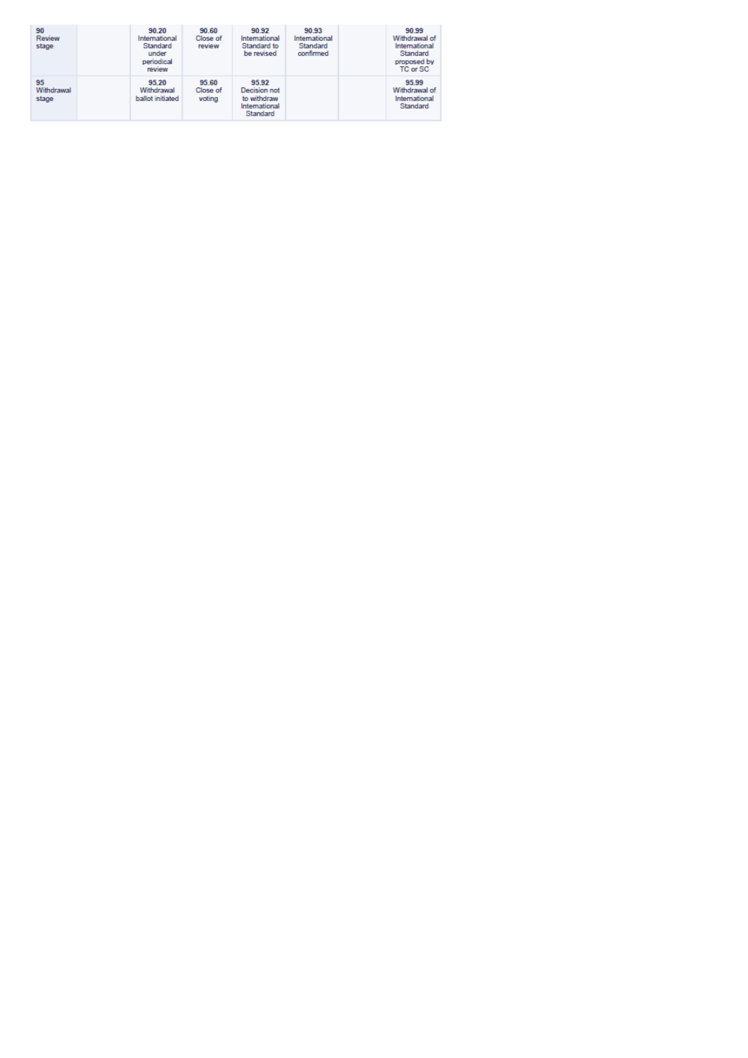| | | | | | | | |
|---|---|---|---|---|---|---|---|
| **90** Review stage | | **90.20** International Standard under periodical review | **90.60** Close of review | **90.92** International Standard to be revised | **90.93** International Standard confirmed | | **90.99** Withdrawal of International Standard proposed by TC or SC |
| **95** Withdrawal stage | | **95.20** Withdrawal ballot initiated | **95.60** Close of voting | **95.92** Decision not to withdraw International Standard | | | **95.99** Withdrawal of International Standard |